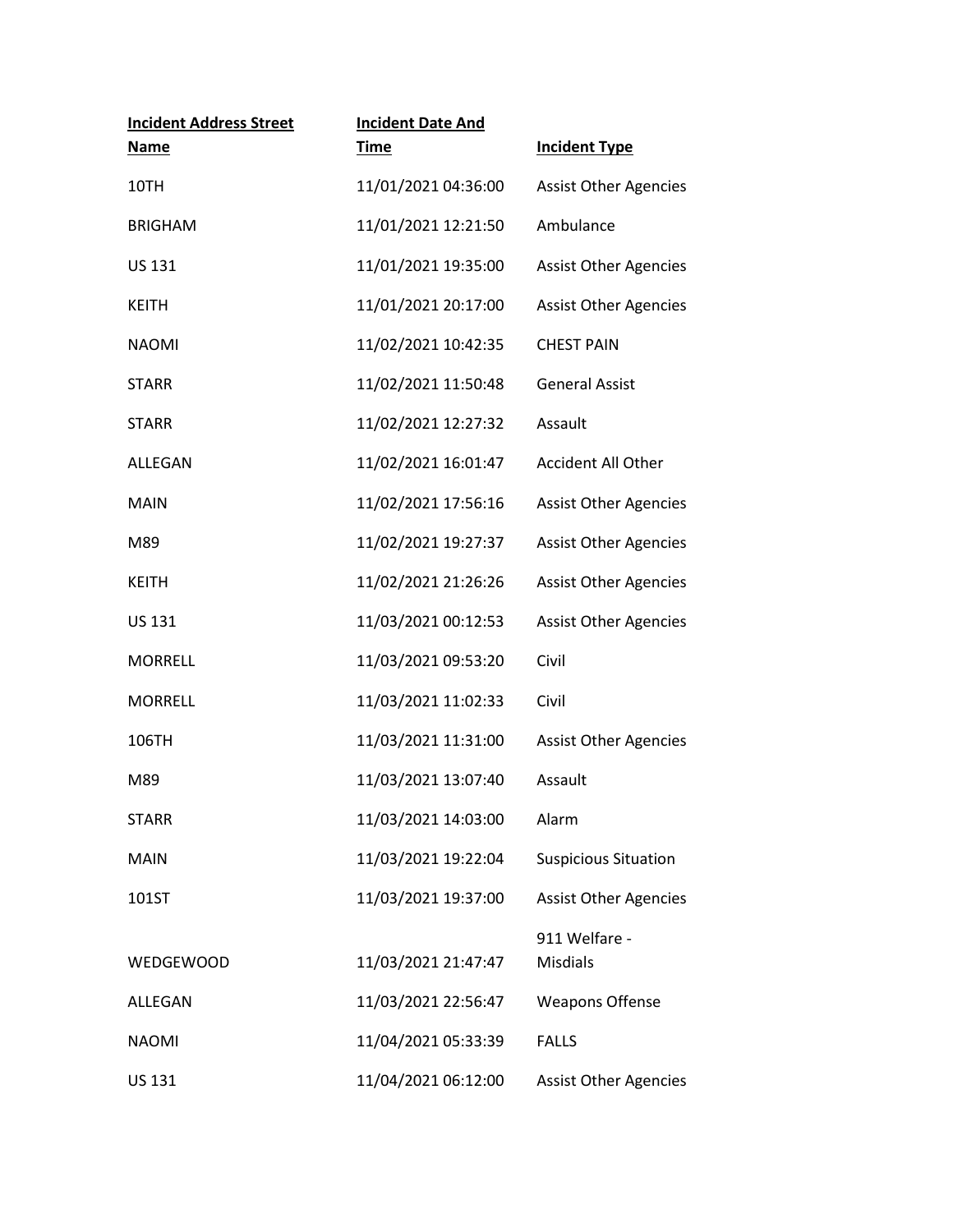| Incident Address Street Name | Incident Date And Time | Incident Type |
|---|---|---|
| 10TH | 11/01/2021 04:36:00 | Assist Other Agencies |
| BRIGHAM | 11/01/2021 12:21:50 | Ambulance |
| US 131 | 11/01/2021 19:35:00 | Assist Other Agencies |
| KEITH | 11/01/2021 20:17:00 | Assist Other Agencies |
| NAOMI | 11/02/2021 10:42:35 | CHEST PAIN |
| STARR | 11/02/2021 11:50:48 | General Assist |
| STARR | 11/02/2021 12:27:32 | Assault |
| ALLEGAN | 11/02/2021 16:01:47 | Accident All Other |
| MAIN | 11/02/2021 17:56:16 | Assist Other Agencies |
| M89 | 11/02/2021 19:27:37 | Assist Other Agencies |
| KEITH | 11/02/2021 21:26:26 | Assist Other Agencies |
| US 131 | 11/03/2021 00:12:53 | Assist Other Agencies |
| MORRELL | 11/03/2021 09:53:20 | Civil |
| MORRELL | 11/03/2021 11:02:33 | Civil |
| 106TH | 11/03/2021 11:31:00 | Assist Other Agencies |
| M89 | 11/03/2021 13:07:40 | Assault |
| STARR | 11/03/2021 14:03:00 | Alarm |
| MAIN | 11/03/2021 19:22:04 | Suspicious Situation |
| 101ST | 11/03/2021 19:37:00 | Assist Other Agencies |
| WEDGEWOOD | 11/03/2021 21:47:47 | 911 Welfare - Misdials |
| ALLEGAN | 11/03/2021 22:56:47 | Weapons Offense |
| NAOMI | 11/04/2021 05:33:39 | FALLS |
| US 131 | 11/04/2021 06:12:00 | Assist Other Agencies |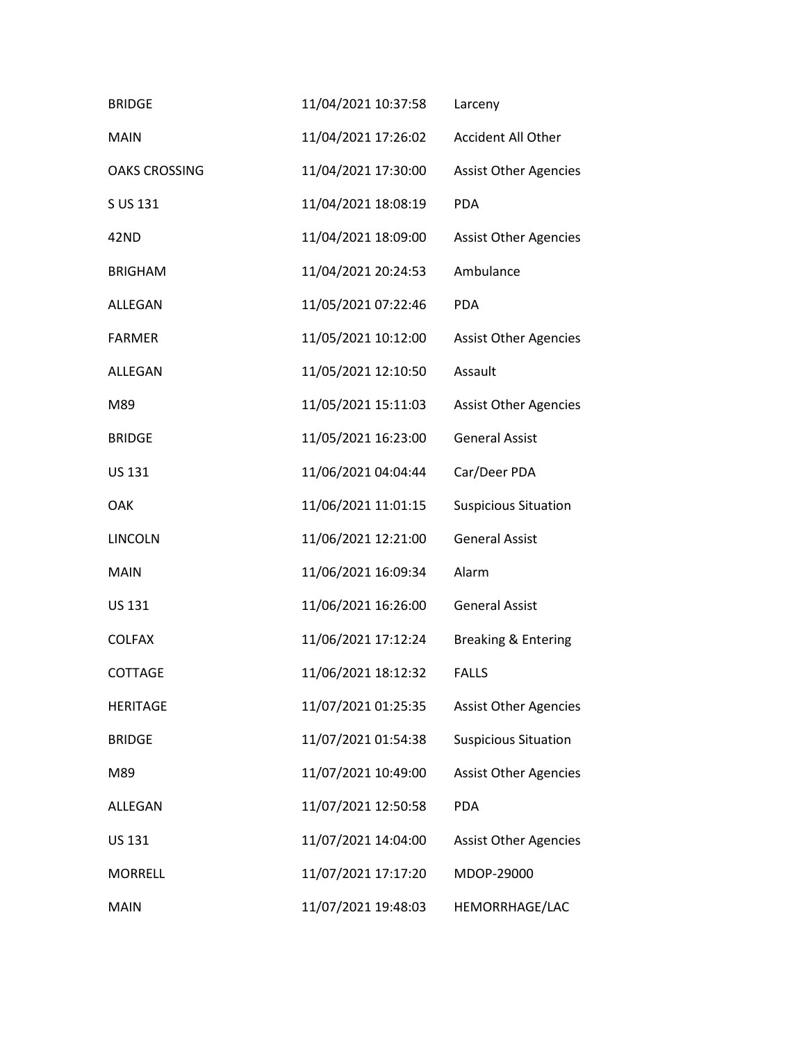| | | |
|---|---|---|
| BRIDGE | 11/04/2021 10:37:58 | Larceny |
| MAIN | 11/04/2021 17:26:02 | Accident All Other |
| OAKS CROSSING | 11/04/2021 17:30:00 | Assist Other Agencies |
| S US 131 | 11/04/2021 18:08:19 | PDA |
| 42ND | 11/04/2021 18:09:00 | Assist Other Agencies |
| BRIGHAM | 11/04/2021 20:24:53 | Ambulance |
| ALLEGAN | 11/05/2021 07:22:46 | PDA |
| FARMER | 11/05/2021 10:12:00 | Assist Other Agencies |
| ALLEGAN | 11/05/2021 12:10:50 | Assault |
| M89 | 11/05/2021 15:11:03 | Assist Other Agencies |
| BRIDGE | 11/05/2021 16:23:00 | General Assist |
| US 131 | 11/06/2021 04:04:44 | Car/Deer PDA |
| OAK | 11/06/2021 11:01:15 | Suspicious Situation |
| LINCOLN | 11/06/2021 12:21:00 | General Assist |
| MAIN | 11/06/2021 16:09:34 | Alarm |
| US 131 | 11/06/2021 16:26:00 | General Assist |
| COLFAX | 11/06/2021 17:12:24 | Breaking & Entering |
| COTTAGE | 11/06/2021 18:12:32 | FALLS |
| HERITAGE | 11/07/2021 01:25:35 | Assist Other Agencies |
| BRIDGE | 11/07/2021 01:54:38 | Suspicious Situation |
| M89 | 11/07/2021 10:49:00 | Assist Other Agencies |
| ALLEGAN | 11/07/2021 12:50:58 | PDA |
| US 131 | 11/07/2021 14:04:00 | Assist Other Agencies |
| MORRELL | 11/07/2021 17:17:20 | MDOP-29000 |
| MAIN | 11/07/2021 19:48:03 | HEMORRHAGE/LAC |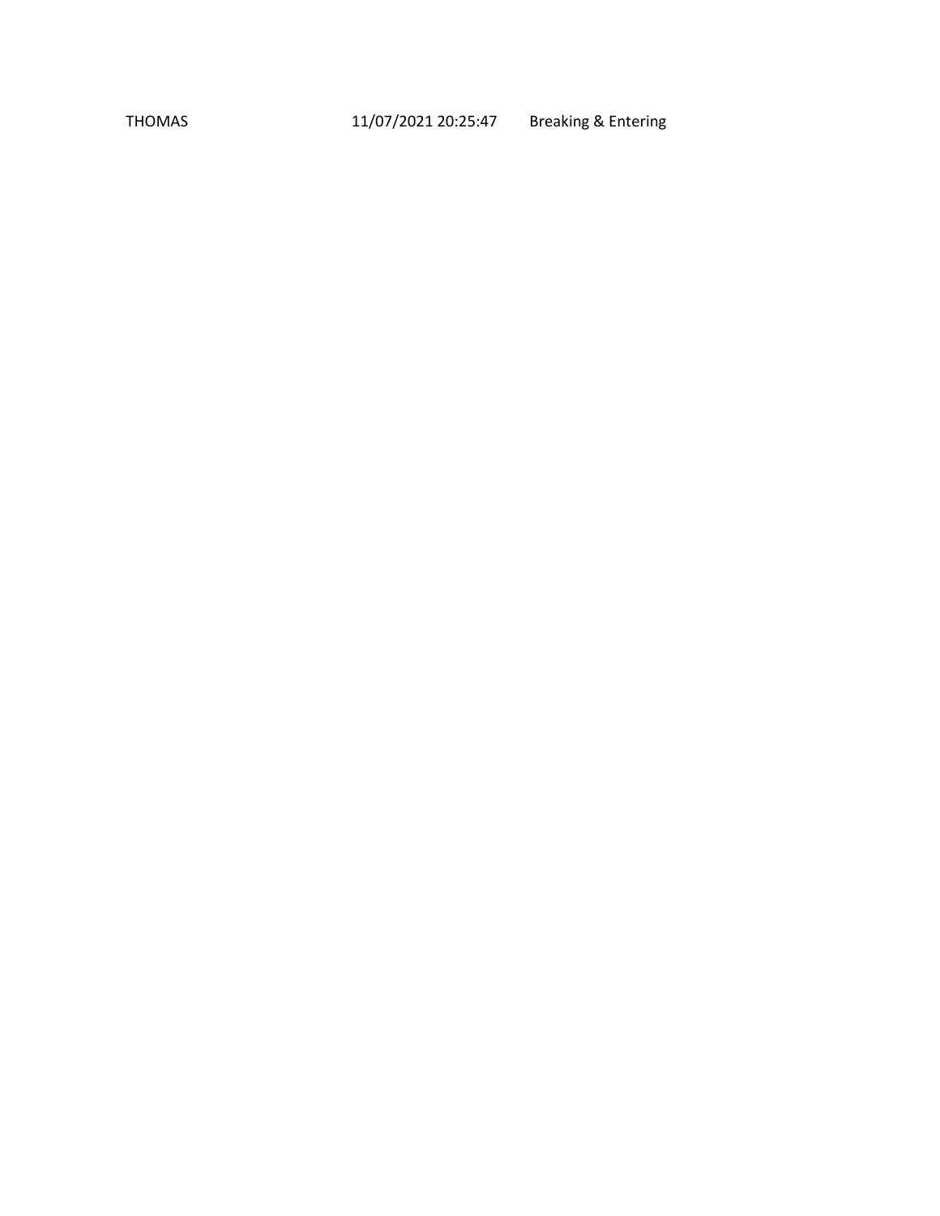| | | |
|---|---|---|
| THOMAS | 11/07/2021 20:25:47 | Breaking & Entering |